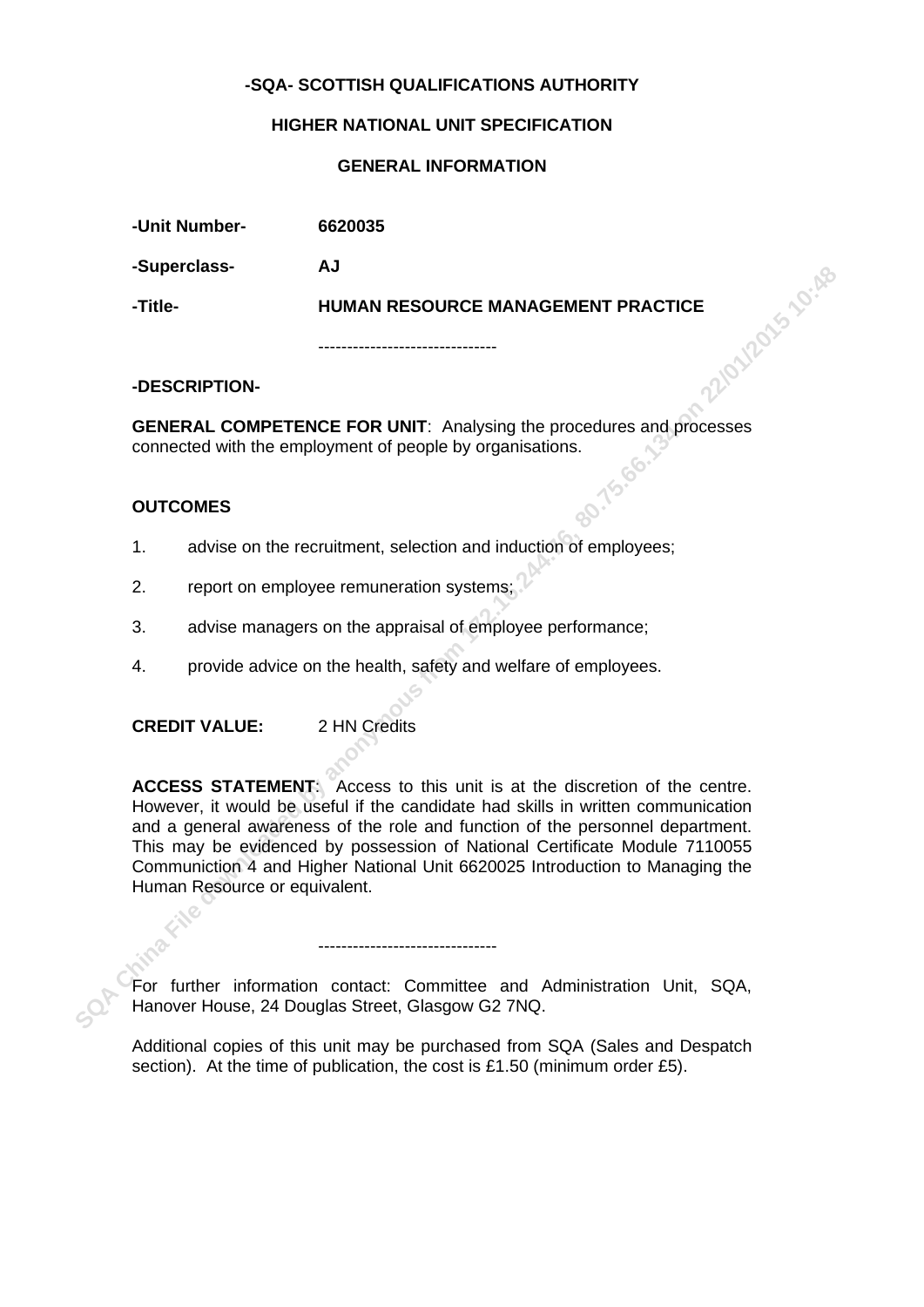**-SQA- SCOTTISH QUALIFICATIONS AUTHORITY**

**HIGHER NATIONAL UNIT SPECIFICATION**

**GENERAL INFORMATION**

**-Unit Number-** **6620035**

**-Superclass-** **AJ**

**-Title-** **HUMAN RESOURCE MANAGEMENT PRACTICE**

-------------------------------

**-DESCRIPTION-**

**GENERAL COMPETENCE FOR UNIT**: Analysing the procedures and processes connected with the employment of people by organisations.

**OUTCOMES**

1. advise on the recruitment, selection and induction of employees;
2. report on employee remuneration systems;
3. advise managers on the appraisal of employee performance;
4. provide advice on the health, safety and welfare of employees.

**CREDIT VALUE:** 2 HN Credits

**ACCESS STATEMENT**: Access to this unit is at the discretion of the centre. However, it would be useful if the candidate had skills in written communication and a general awareness of the role and function of the personnel department. This may be evidenced by possession of National Certificate Module 7110055 Communiction 4 and Higher National Unit 6620025 Introduction to Managing the Human Resource or equivalent.

-------------------------------

For further information contact: Committee and Administration Unit, SQA, Hanover House, 24 Douglas Street, Glasgow G2 7NQ.

Additional copies of this unit may be purchased from SQA (Sales and Despatch section). At the time of publication, the cost is £1.50 (minimum order £5).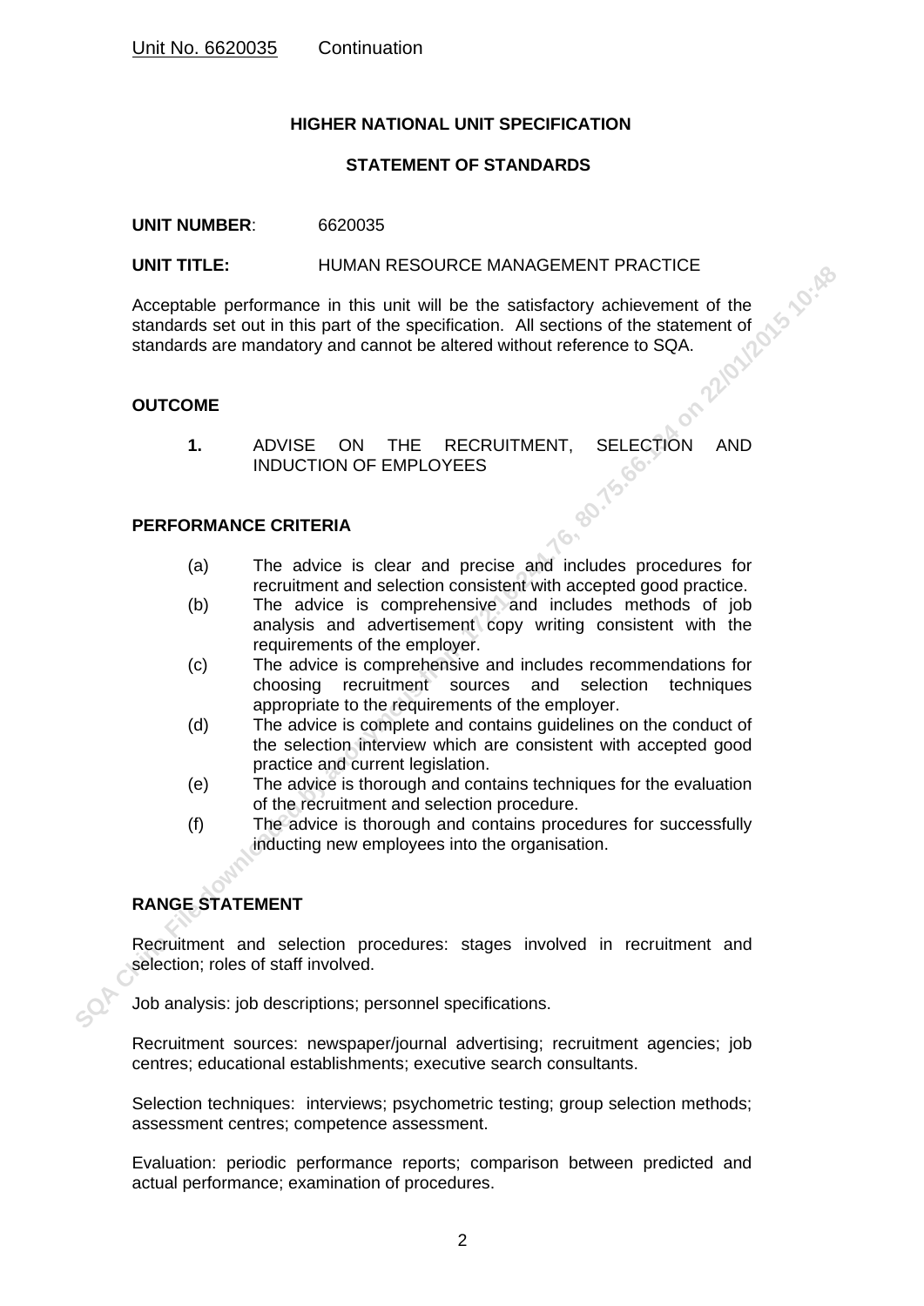Unit No. 6620035 Continuation

## HIGHER NATIONAL UNIT SPECIFICATION

### STATEMENT OF STANDARDS

**UNIT NUMBER**: 6620035

**UNIT TITLE:** HUMAN RESOURCE MANAGEMENT PRACTICE

Acceptable performance in this unit will be the satisfactory achievement of the standards set out in this part of the specification. All sections of the statement of standards are mandatory and cannot be altered without reference to SQA.

### OUTCOME

**1.** ADVISE ON THE RECRUITMENT, SELECTION AND INDUCTION OF EMPLOYEES

### PERFORMANCE CRITERIA

(a) The advice is clear and precise and includes procedures for recruitment and selection consistent with accepted good practice.

(b) The advice is comprehensive and includes methods of job analysis and advertisement copy writing consistent with the requirements of the employer.

(c) The advice is comprehensive and includes recommendations for choosing recruitment sources and selection techniques appropriate to the requirements of the employer.

(d) The advice is complete and contains guidelines on the conduct of the selection interview which are consistent with accepted good practice and current legislation.

(e) The advice is thorough and contains techniques for the evaluation of the recruitment and selection procedure.

(f) The advice is thorough and contains procedures for successfully inducting new employees into the organisation.

### RANGE STATEMENT

Recruitment and selection procedures: stages involved in recruitment and selection; roles of staff involved.

Job analysis: job descriptions; personnel specifications.

Recruitment sources: newspaper/journal advertising; recruitment agencies; job centres; educational establishments; executive search consultants.

Selection techniques: interviews; psychometric testing; group selection methods; assessment centres; competence assessment.

Evaluation: periodic performance reports; comparison between predicted and actual performance; examination of procedures.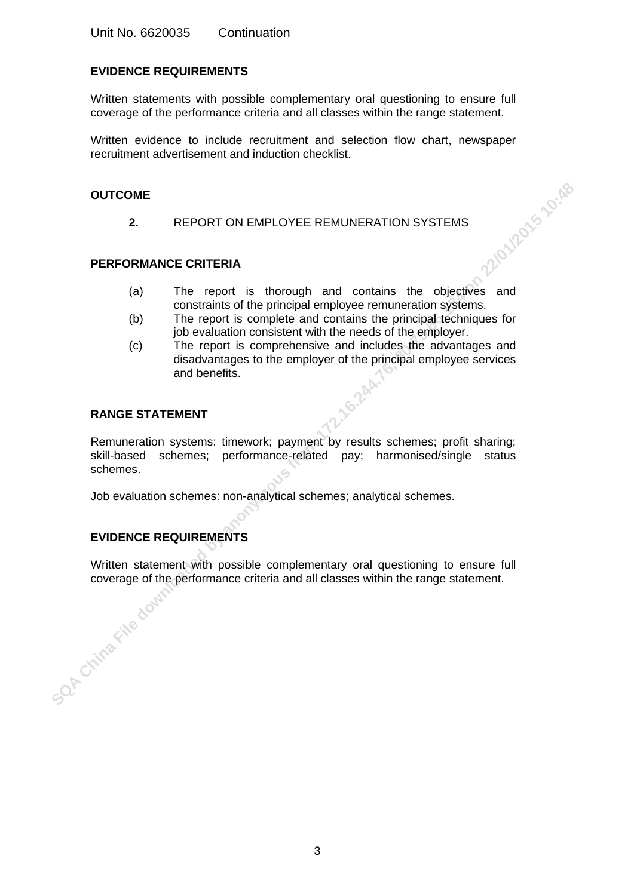Unit No. 6620035 Continuation

**EVIDENCE REQUIREMENTS**

Written statements with possible complementary oral questioning to ensure full coverage of the performance criteria and all classes within the range statement.

Written evidence to include recruitment and selection flow chart, newspaper recruitment advertisement and induction checklist.

**OUTCOME**

**2.** REPORT ON EMPLOYEE REMUNERATION SYSTEMS

**PERFORMANCE CRITERIA**

(a) The report is thorough and contains the objectives and constraints of the principal employee remuneration systems.
(b) The report is complete and contains the principal techniques for job evaluation consistent with the needs of the employer.
(c) The report is comprehensive and includes the advantages and disadvantages to the employer of the principal employee services and benefits.

**RANGE STATEMENT**

Remuneration systems: timework; payment by results schemes; profit sharing; skill-based schemes; performance-related pay; harmonised/single status schemes.

Job evaluation schemes: non-analytical schemes; analytical schemes.

**EVIDENCE REQUIREMENTS**

Written statement with possible complementary oral questioning to ensure full coverage of the performance criteria and all classes within the range statement.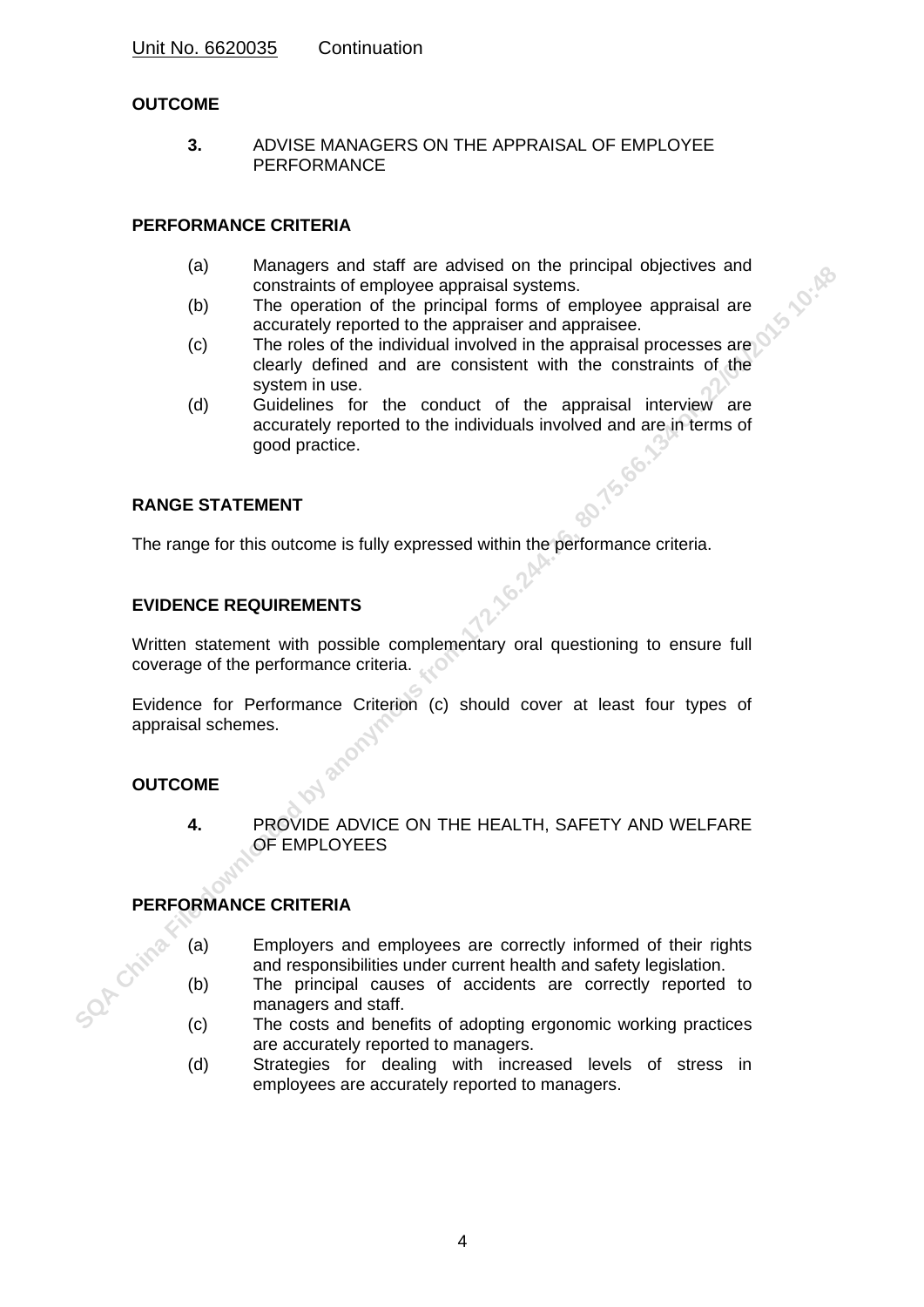Unit No. 6620035 Continuation

**OUTCOME**

**3.** ADVISE MANAGERS ON THE APPRAISAL OF EMPLOYEE PERFORMANCE

**PERFORMANCE CRITERIA**

(a) Managers and staff are advised on the principal objectives and constraints of employee appraisal systems.
(b) The operation of the principal forms of employee appraisal are accurately reported to the appraiser and appraisee.
(c) The roles of the individual involved in the appraisal processes are clearly defined and are consistent with the constraints of the system in use.
(d) Guidelines for the conduct of the appraisal interview are accurately reported to the individuals involved and are in terms of good practice.

**RANGE STATEMENT**

The range for this outcome is fully expressed within the performance criteria.

**EVIDENCE REQUIREMENTS**

Written statement with possible complementary oral questioning to ensure full coverage of the performance criteria.

Evidence for Performance Criterion (c) should cover at least four types of appraisal schemes.

**OUTCOME**

**4.** PROVIDE ADVICE ON THE HEALTH, SAFETY AND WELFARE OF EMPLOYEES

**PERFORMANCE CRITERIA**

(a) Employers and employees are correctly informed of their rights and responsibilities under current health and safety legislation.
(b) The principal causes of accidents are correctly reported to managers and staff.
(c) The costs and benefits of adopting ergonomic working practices are accurately reported to managers.
(d) Strategies for dealing with increased levels of stress in employees are accurately reported to managers.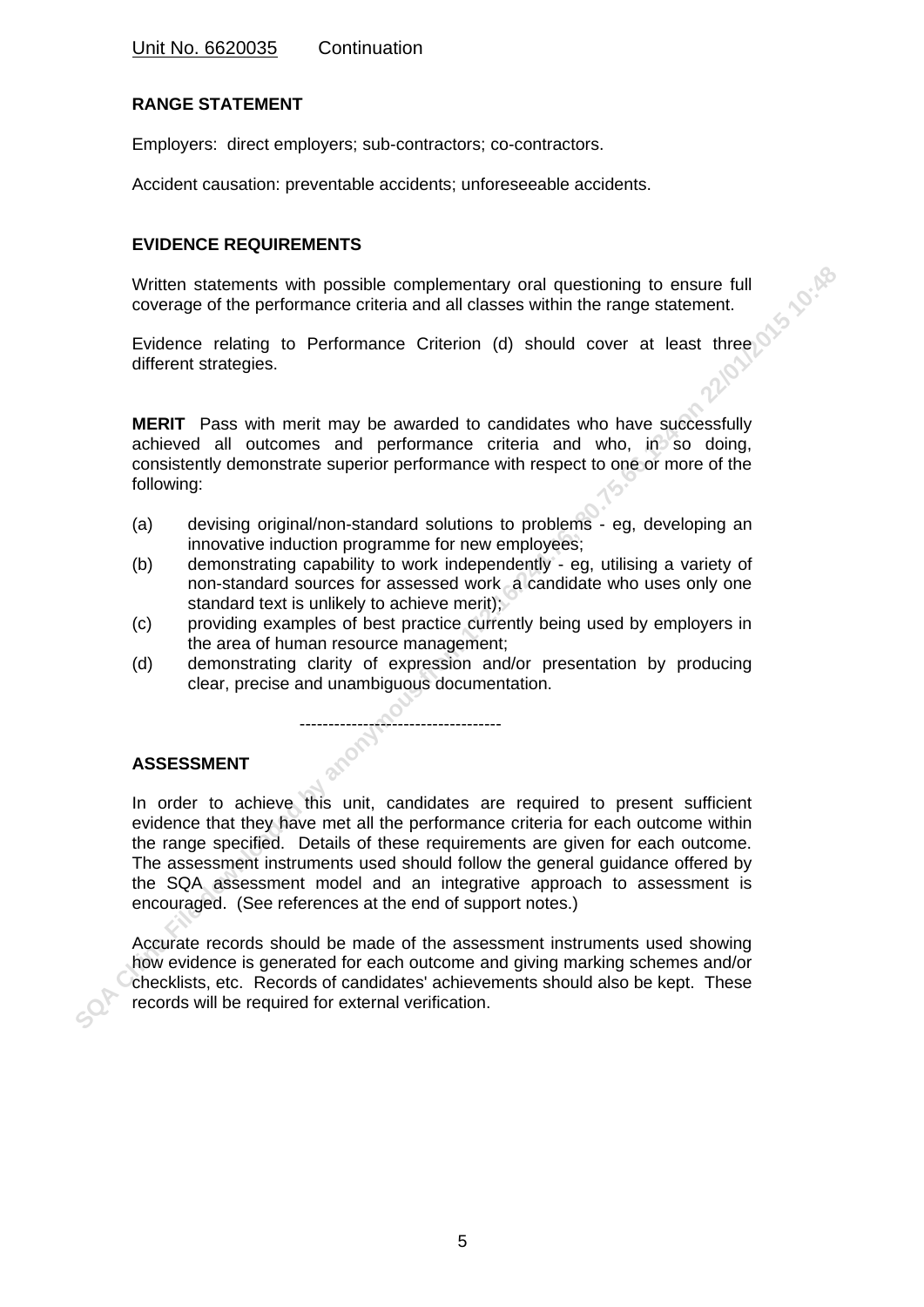Unit No. 6620035 Continuation

**RANGE STATEMENT**

Employers: direct employers; sub-contractors; co-contractors.

Accident causation: preventable accidents; unforeseeable accidents.

**EVIDENCE REQUIREMENTS**

Written statements with possible complementary oral questioning to ensure full coverage of the performance criteria and all classes within the range statement.

Evidence relating to Performance Criterion (d) should cover at least three different strategies.

**MERIT** Pass with merit may be awarded to candidates who have successfully achieved all outcomes and performance criteria and who, in so doing, consistently demonstrate superior performance with respect to one or more of the following:

(a) devising original/non-standard solutions to problems - eg, developing an innovative induction programme for new employees;
(b) demonstrating capability to work independently - eg, utilising a variety of non-standard sources for assessed work a candidate who uses only one standard text is unlikely to achieve merit);
(c) providing examples of best practice currently being used by employers in the area of human resource management;
(d) demonstrating clarity of expression and/or presentation by producing clear, precise and unambiguous documentation.

-----------------------------------

**ASSESSMENT**

In order to achieve this unit, candidates are required to present sufficient evidence that they have met all the performance criteria for each outcome within the range specified. Details of these requirements are given for each outcome. The assessment instruments used should follow the general guidance offered by the SQA assessment model and an integrative approach to assessment is encouraged. (See references at the end of support notes.)

Accurate records should be made of the assessment instruments used showing how evidence is generated for each outcome and giving marking schemes and/or checklists, etc. Records of candidates' achievements should also be kept. These records will be required for external verification.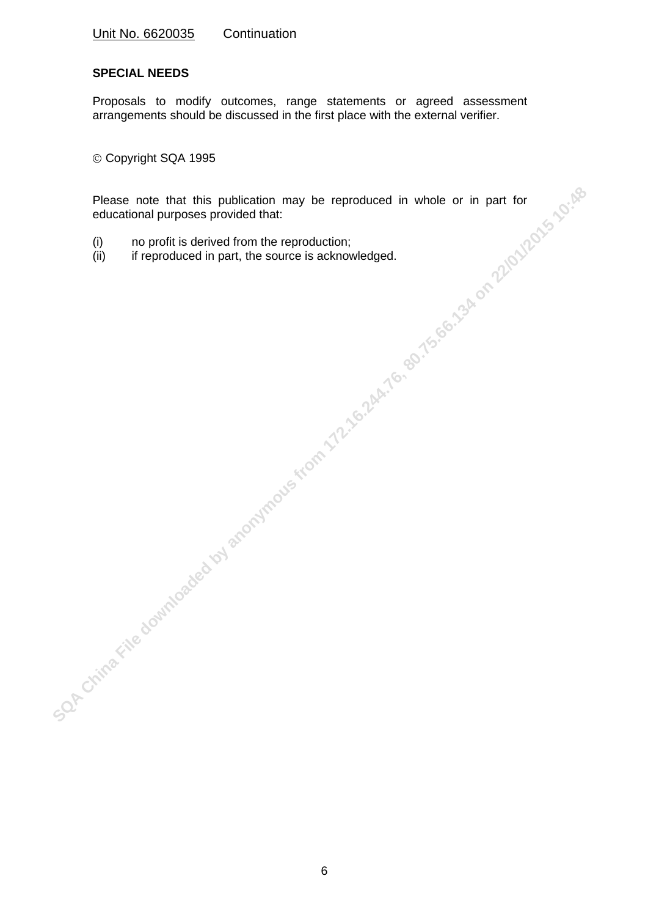Unit No. 6620035    Continuation

**SPECIAL NEEDS**

Proposals to modify outcomes, range statements or agreed assessment arrangements should be discussed in the first place with the external verifier.

© Copyright SQA 1995

Please note that this publication may be reproduced in whole or in part for educational purposes provided that:

(i) no profit is derived from the reproduction;
(ii) if reproduced in part, the source is acknowledged.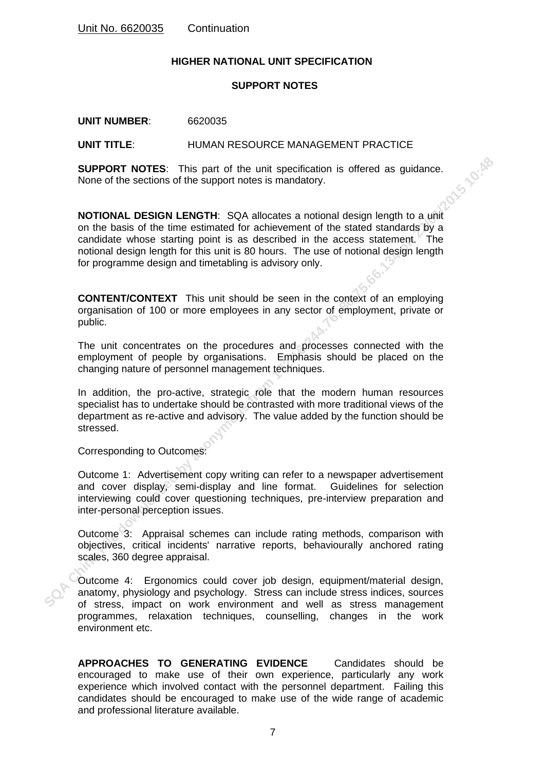Unit No. 6620035 Continuation

**HIGHER NATIONAL UNIT SPECIFICATION**

**SUPPORT NOTES**

**UNIT NUMBER**: 6620035

**UNIT TITLE**: HUMAN RESOURCE MANAGEMENT PRACTICE

**SUPPORT NOTES**: This part of the unit specification is offered as guidance. None of the sections of the support notes is mandatory.

**NOTIONAL DESIGN LENGTH**: SQA allocates a notional design length to a unit on the basis of the time estimated for achievement of the stated standards by a candidate whose starting point is as described in the access statement. The notional design length for this unit is 80 hours. The use of notional design length for programme design and timetabling is advisory only.

**CONTENT/CONTEXT** This unit should be seen in the context of an employing organisation of 100 or more employees in any sector of employment, private or public.

The unit concentrates on the procedures and processes connected with the employment of people by organisations. Emphasis should be placed on the changing nature of personnel management techniques.

In addition, the pro-active, strategic role that the modern human resources specialist has to undertake should be contrasted with more traditional views of the department as re-active and advisory. The value added by the function should be stressed.

Corresponding to Outcomes:

Outcome 1: Advertisement copy writing can refer to a newspaper advertisement and cover display, semi-display and line format. Guidelines for selection interviewing could cover questioning techniques, pre-interview preparation and inter-personal perception issues.

Outcome 3: Appraisal schemes can include rating methods, comparison with objectives, critical incidents' narrative reports, behaviourally anchored rating scales, 360 degree appraisal.

Outcome 4: Ergonomics could cover job design, equipment/material design, anatomy, physiology and psychology. Stress can include stress indices, sources of stress, impact on work environment and well as stress management programmes, relaxation techniques, counselling, changes in the work environment etc.

**APPROACHES TO GENERATING EVIDENCE** Candidates should be encouraged to make use of their own experience, particularly any work experience which involved contact with the personnel department. Failing this candidates should be encouraged to make use of the wide range of academic and professional literature available.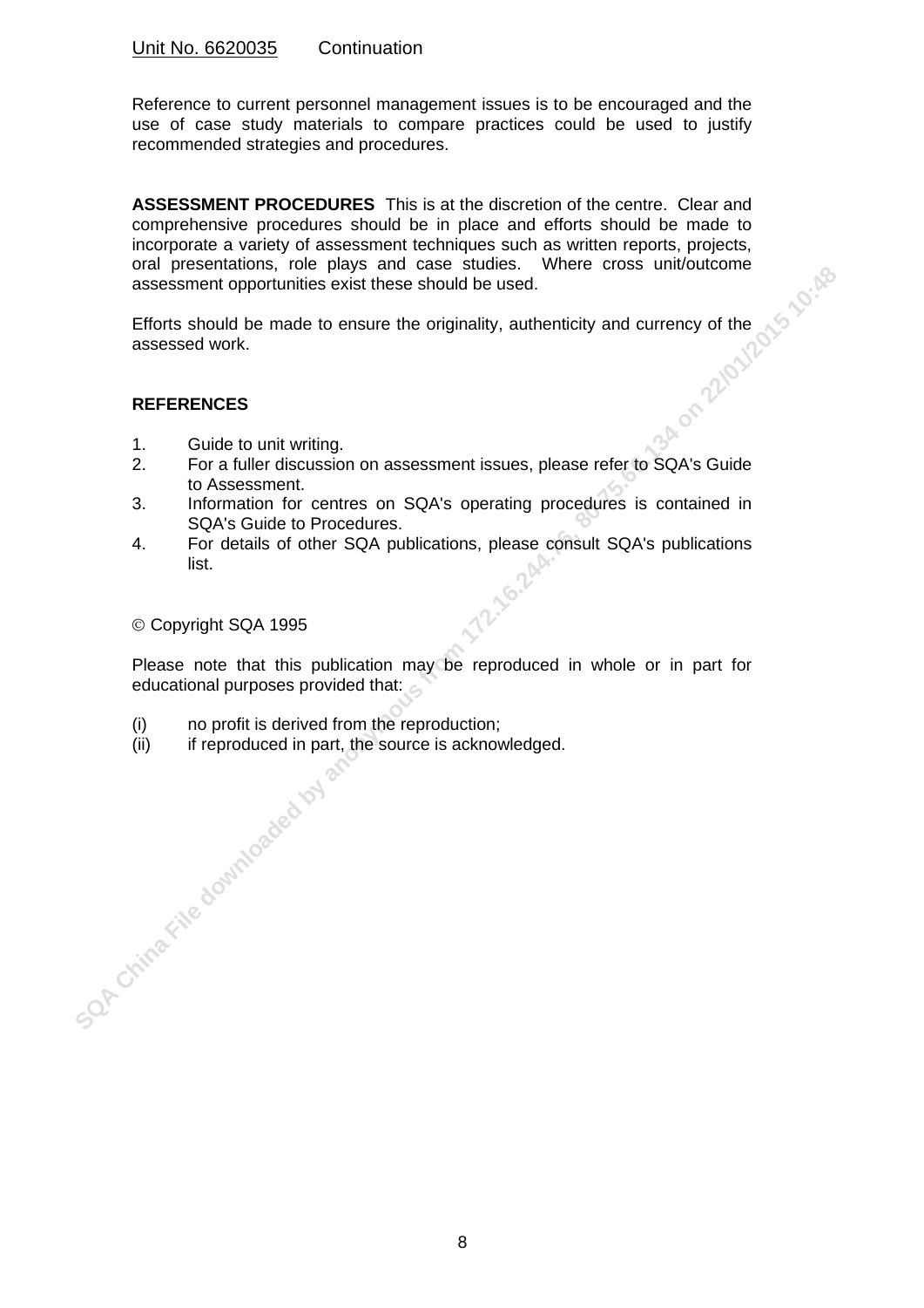Unit No. 6620035 Continuation

Reference to current personnel management issues is to be encouraged and the use of case study materials to compare practices could be used to justify recommended strategies and procedures.

**ASSESSMENT PROCEDURES** This is at the discretion of the centre. Clear and comprehensive procedures should be in place and efforts should be made to incorporate a variety of assessment techniques such as written reports, projects, oral presentations, role plays and case studies. Where cross unit/outcome assessment opportunities exist these should be used.

Efforts should be made to ensure the originality, authenticity and currency of the assessed work.

**REFERENCES**

1. Guide to unit writing.
2. For a fuller discussion on assessment issues, please refer to SQA's Guide to Assessment.
3. Information for centres on SQA's operating procedures is contained in SQA's Guide to Procedures.
4. For details of other SQA publications, please consult SQA's publications list.

© Copyright SQA 1995

Please note that this publication may be reproduced in whole or in part for educational purposes provided that:

(i) no profit is derived from the reproduction;
(ii) if reproduced in part, the source is acknowledged.